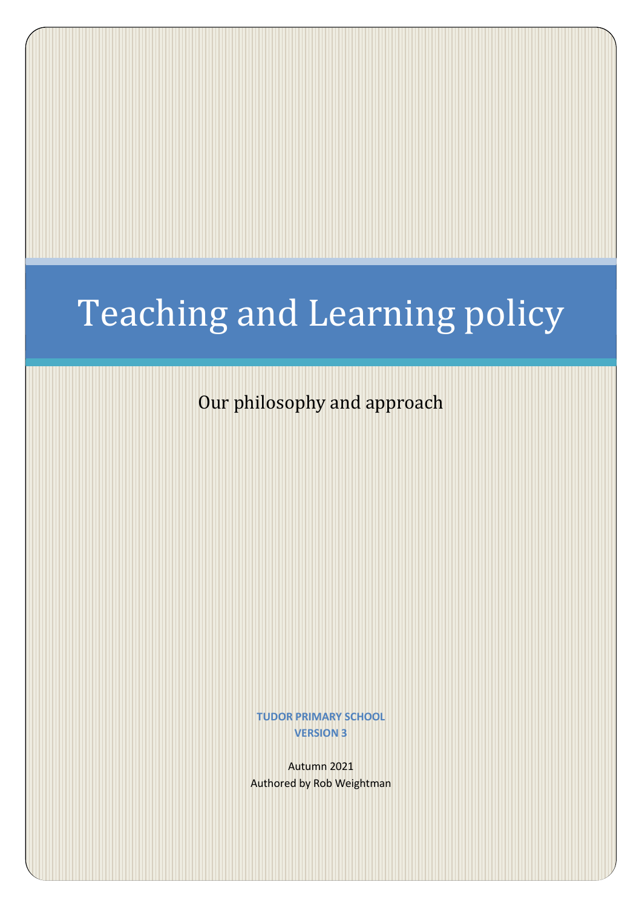# Teaching and Learning policy

Our philosophy and approach

**TUDOR PRIMARY SCHOOL**
**VERSION 3**

Autumn 2021
Authored by Rob Weightman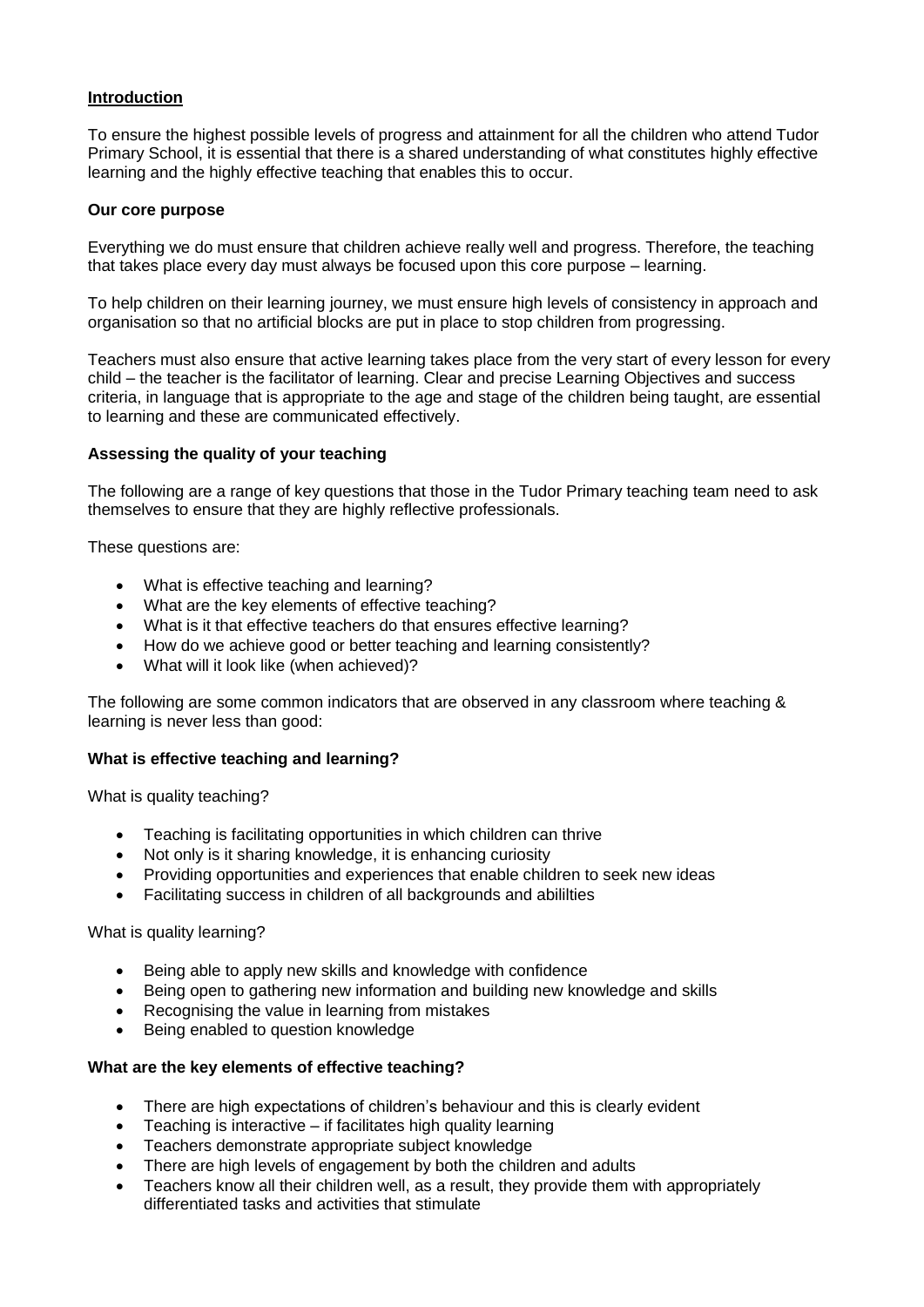**Introduction**

To ensure the highest possible levels of progress and attainment for all the children who attend Tudor Primary School, it is essential that there is a shared understanding of what constitutes highly effective learning and the highly effective teaching that enables this to occur.

**Our core purpose**

Everything we do must ensure that children achieve really well and progress. Therefore, the teaching that takes place every day must always be focused upon this core purpose – learning.

To help children on their learning journey, we must ensure high levels of consistency in approach and organisation so that no artificial blocks are put in place to stop children from progressing.

Teachers must also ensure that active learning takes place from the very start of every lesson for every child – the teacher is the facilitator of learning. Clear and precise Learning Objectives and success criteria, in language that is appropriate to the age and stage of the children being taught, are essential to learning and these are communicated effectively.

**Assessing the quality of your teaching**

The following are a range of key questions that those in the Tudor Primary teaching team need to ask themselves to ensure that they are highly reflective professionals.

These questions are:

- What is effective teaching and learning?
- What are the key elements of effective teaching?
- What is it that effective teachers do that ensures effective learning?
- How do we achieve good or better teaching and learning consistently?
- What will it look like (when achieved)?

The following are some common indicators that are observed in any classroom where teaching & learning is never less than good:

**What is effective teaching and learning?**

What is quality teaching?

- Teaching is facilitating opportunities in which children can thrive
- Not only is it sharing knowledge, it is enhancing curiosity
- Providing opportunities and experiences that enable children to seek new ideas
- Facilitating success in children of all backgrounds and abililties

What is quality learning?

- Being able to apply new skills and knowledge with confidence
- Being open to gathering new information and building new knowledge and skills
- Recognising the value in learning from mistakes
- Being enabled to question knowledge

**What are the key elements of effective teaching?**

- There are high expectations of children's behaviour and this is clearly evident
- Teaching is interactive – if facilitates high quality learning
- Teachers demonstrate appropriate subject knowledge
- There are high levels of engagement by both the children and adults
- Teachers know all their children well, as a result, they provide them with appropriately differentiated tasks and activities that stimulate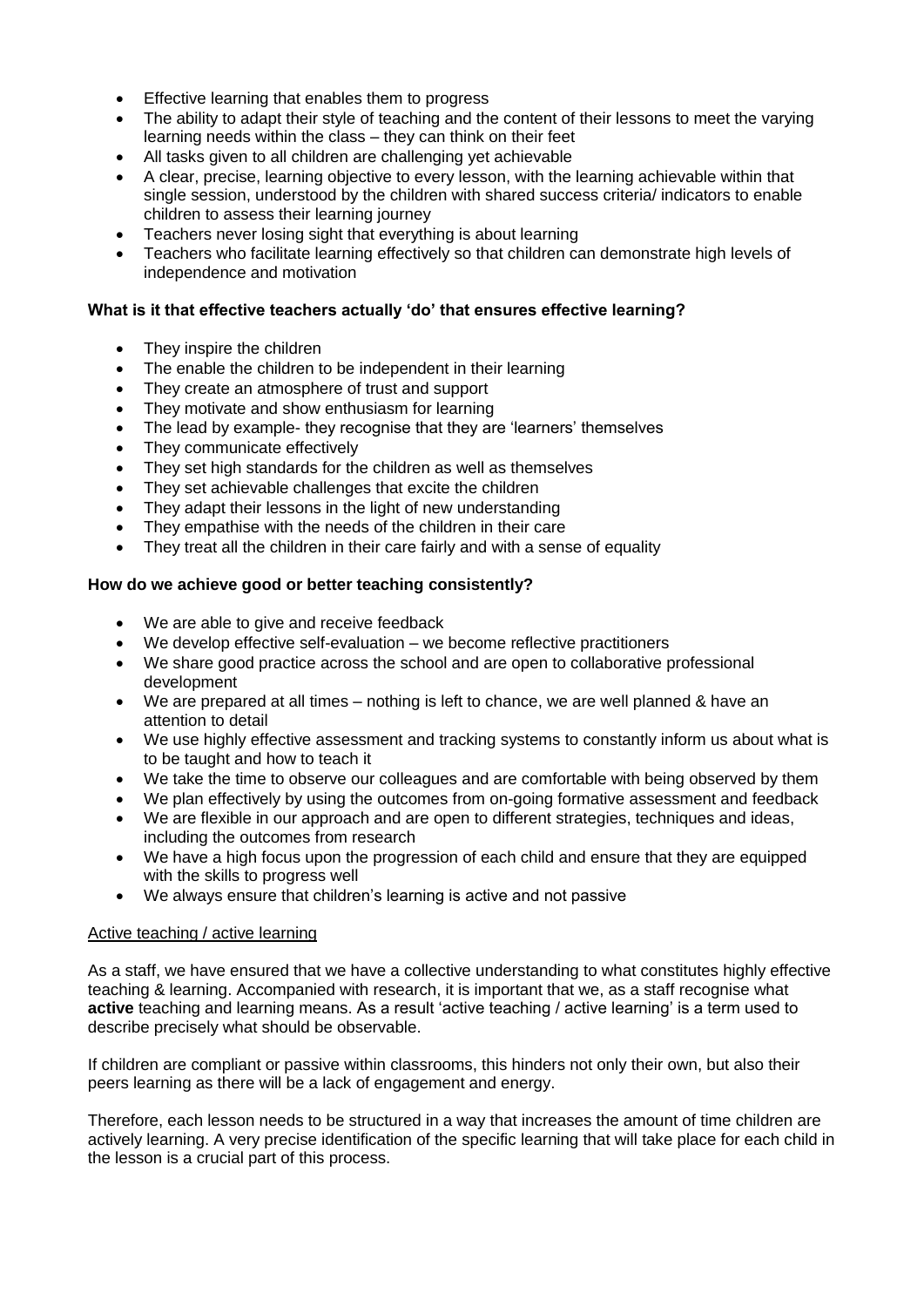- Effective learning that enables them to progress
- The ability to adapt their style of teaching and the content of their lessons to meet the varying learning needs within the class – they can think on their feet
- All tasks given to all children are challenging yet achievable
- A clear, precise, learning objective to every lesson, with the learning achievable within that single session, understood by the children with shared success criteria/ indicators to enable children to assess their learning journey
- Teachers never losing sight that everything is about learning
- Teachers who facilitate learning effectively so that children can demonstrate high levels of independence and motivation

**What is it that effective teachers actually 'do' that ensures effective learning?**

- They inspire the children
- The enable the children to be independent in their learning
- They create an atmosphere of trust and support
- They motivate and show enthusiasm for learning
- The lead by example- they recognise that they are 'learners' themselves
- They communicate effectively
- They set high standards for the children as well as themselves
- They set achievable challenges that excite the children
- They adapt their lessons in the light of new understanding
- They empathise with the needs of the children in their care
- They treat all the children in their care fairly and with a sense of equality

**How do we achieve good or better teaching consistently?**

- We are able to give and receive feedback
- We develop effective self-evaluation – we become reflective practitioners
- We share good practice across the school and are open to collaborative professional development
- We are prepared at all times – nothing is left to chance, we are well planned & have an attention to detail
- We use highly effective assessment and tracking systems to constantly inform us about what is to be taught and how to teach it
- We take the time to observe our colleagues and are comfortable with being observed by them
- We plan effectively by using the outcomes from on-going formative assessment and feedback
- We are flexible in our approach and are open to different strategies, techniques and ideas, including the outcomes from research
- We have a high focus upon the progression of each child and ensure that they are equipped with the skills to progress well
- We always ensure that children's learning is active and not passive

<u>Active teaching / active learning</u>

As a staff, we have ensured that we have a collective understanding to what constitutes highly effective teaching & learning. Accompanied with research, it is important that we, as a staff recognise what **active** teaching and learning means. As a result 'active teaching / active learning' is a term used to describe precisely what should be observable.

If children are compliant or passive within classrooms, this hinders not only their own, but also their peers learning as there will be a lack of engagement and energy.

Therefore, each lesson needs to be structured in a way that increases the amount of time children are actively learning. A very precise identification of the specific learning that will take place for each child in the lesson is a crucial part of this process.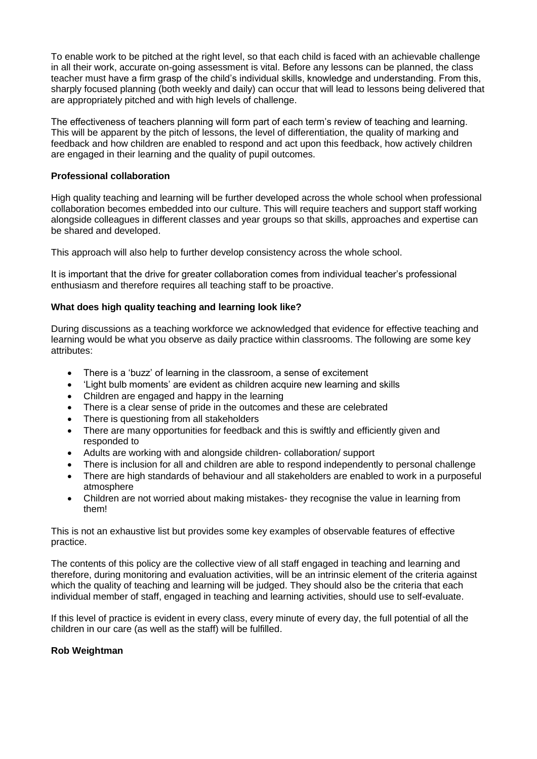To enable work to be pitched at the right level, so that each child is faced with an achievable challenge in all their work, accurate on-going assessment is vital. Before any lessons can be planned, the class teacher must have a firm grasp of the child's individual skills, knowledge and understanding. From this, sharply focused planning (both weekly and daily) can occur that will lead to lessons being delivered that are appropriately pitched and with high levels of challenge.

The effectiveness of teachers planning will form part of each term's review of teaching and learning. This will be apparent by the pitch of lessons, the level of differentiation, the quality of marking and feedback and how children are enabled to respond and act upon this feedback, how actively children are engaged in their learning and the quality of pupil outcomes.

**Professional collaboration**

High quality teaching and learning will be further developed across the whole school when professional collaboration becomes embedded into our culture. This will require teachers and support staff working alongside colleagues in different classes and year groups so that skills, approaches and expertise can be shared and developed.

This approach will also help to further develop consistency across the whole school.

It is important that the drive for greater collaboration comes from individual teacher's professional enthusiasm and therefore requires all teaching staff to be proactive.

**What does high quality teaching and learning look like?**

During discussions as a teaching workforce we acknowledged that evidence for effective teaching and learning would be what you observe as daily practice within classrooms. The following are some key attributes:

- There is a 'buzz' of learning in the classroom, a sense of excitement
- 'Light bulb moments' are evident as children acquire new learning and skills
- Children are engaged and happy in the learning
- There is a clear sense of pride in the outcomes and these are celebrated
- There is questioning from all stakeholders
- There are many opportunities for feedback and this is swiftly and efficiently given and responded to
- Adults are working with and alongside children- collaboration/ support
- There is inclusion for all and children are able to respond independently to personal challenge
- There are high standards of behaviour and all stakeholders are enabled to work in a purposeful atmosphere
- Children are not worried about making mistakes- they recognise the value in learning from them!

This is not an exhaustive list but provides some key examples of observable features of effective practice.

The contents of this policy are the collective view of all staff engaged in teaching and learning and therefore, during monitoring and evaluation activities, will be an intrinsic element of the criteria against which the quality of teaching and learning will be judged. They should also be the criteria that each individual member of staff, engaged in teaching and learning activities, should use to self-evaluate.

If this level of practice is evident in every class, every minute of every day, the full potential of all the children in our care (as well as the staff) will be fulfilled.

**Rob Weightman**